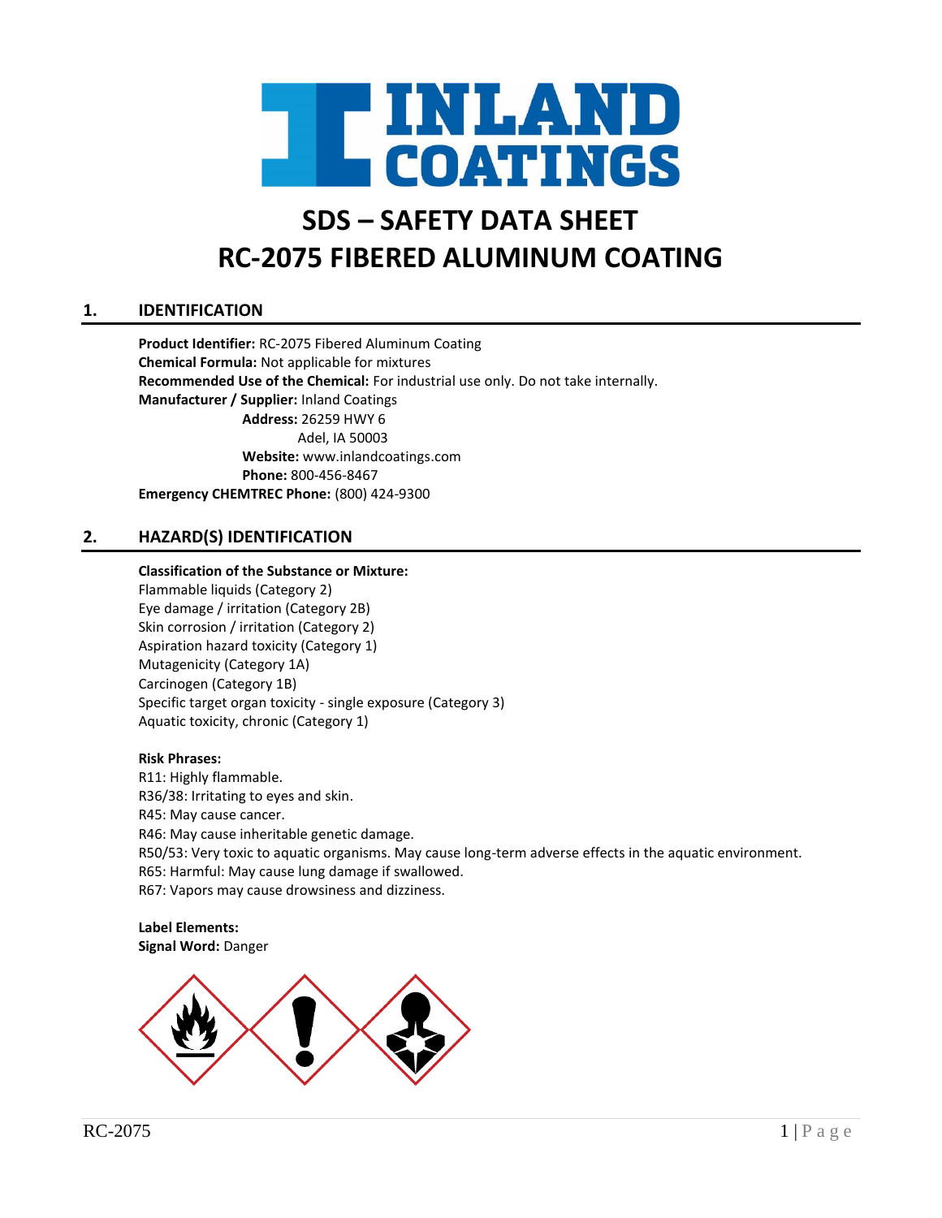# INLAND COATINGS

# SDS – SAFETY DATA SHEET
# RC-2075 FIBERED ALUMINUM COATING

## 1. IDENTIFICATION

**Product Identifier:** RC-2075 Fibered Aluminum Coating
**Chemical Formula:** Not applicable for mixtures
**Recommended Use of the Chemical:** For industrial use only. Do not take internally.
**Manufacturer / Supplier:** Inland Coatings
**Address:** 26259 HWY 6
Adel, IA 50003
**Website:** www.inlandcoatings.com
**Phone:** 800-456-8467
**Emergency CHEMTREC Phone:** (800) 424-9300

## 2. HAZARD(S) IDENTIFICATION

**Classification of the Substance or Mixture:**
Flammable liquids (Category 2)
Eye damage / irritation (Category 2B)
Skin corrosion / irritation (Category 2)
Aspiration hazard toxicity (Category 1)
Mutagenicity (Category 1A)
Carcinogen (Category 1B)
Specific target organ toxicity - single exposure (Category 3)
Aquatic toxicity, chronic (Category 1)

**Risk Phrases:**
R11: Highly flammable.
R36/38: Irritating to eyes and skin.
R45: May cause cancer.
R46: May cause inheritable genetic damage.
R50/53: Very toxic to aquatic organisms. May cause long-term adverse effects in the aquatic environment.
R65: Harmful: May cause lung damage if swallowed.
R67: Vapors may cause drowsiness and dizziness.

**Label Elements:**
**Signal Word:** Danger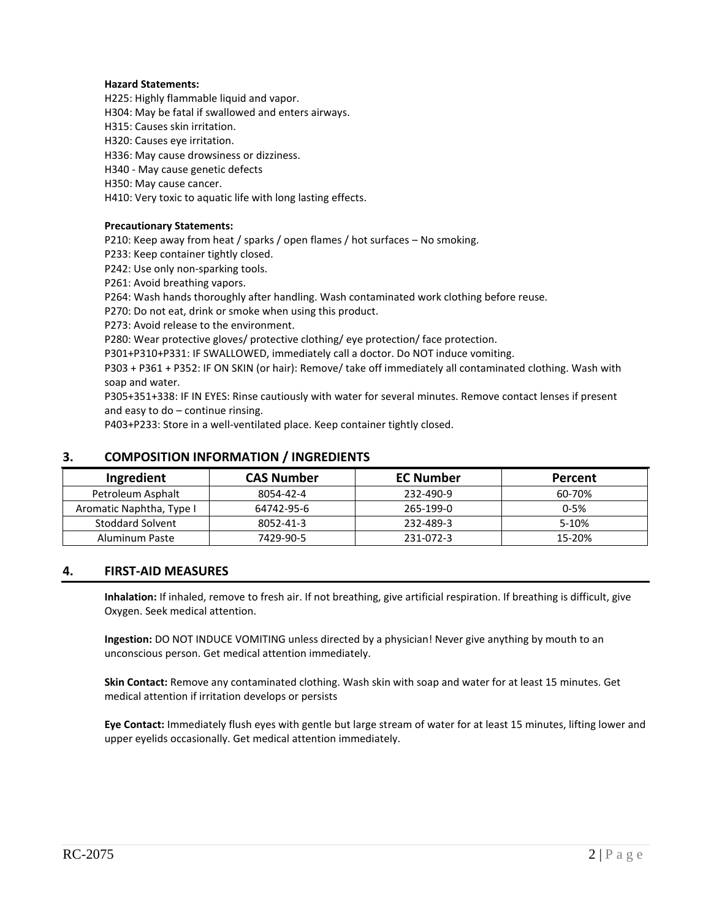**Hazard Statements:**

H225: Highly flammable liquid and vapor.
H304: May be fatal if swallowed and enters airways.
H315: Causes skin irritation.
H320: Causes eye irritation.
H336: May cause drowsiness or dizziness.
H340 - May cause genetic defects
H350: May cause cancer.
H410: Very toxic to aquatic life with long lasting effects.

**Precautionary Statements:**

P210: Keep away from heat / sparks / open flames / hot surfaces – No smoking.
P233: Keep container tightly closed.
P242: Use only non-sparking tools.
P261: Avoid breathing vapors.
P264: Wash hands thoroughly after handling. Wash contaminated work clothing before reuse.
P270: Do not eat, drink or smoke when using this product.
P273: Avoid release to the environment.
P280: Wear protective gloves/ protective clothing/ eye protection/ face protection.
P301+P310+P331: IF SWALLOWED, immediately call a doctor. Do NOT induce vomiting.
P303 + P361 + P352: IF ON SKIN (or hair): Remove/ take off immediately all contaminated clothing. Wash with soap and water.
P305+351+338: IF IN EYES: Rinse cautiously with water for several minutes. Remove contact lenses if present and easy to do – continue rinsing.
P403+P233: Store in a well-ventilated place. Keep container tightly closed.

## 3. COMPOSITION INFORMATION / INGREDIENTS

| Ingredient | CAS Number | EC Number | Percent |
|---|---|---|---|
| Petroleum Asphalt | 8054-42-4 | 232-490-9 | 60-70% |
| Aromatic Naphtha, Type I | 64742-95-6 | 265-199-0 | 0-5% |
| Stoddard Solvent | 8052-41-3 | 232-489-3 | 5-10% |
| Aluminum Paste | 7429-90-5 | 231-072-3 | 15-20% |

## 4. FIRST-AID MEASURES

**Inhalation:** If inhaled, remove to fresh air. If not breathing, give artificial respiration. If breathing is difficult, give Oxygen. Seek medical attention.

**Ingestion:** DO NOT INDUCE VOMITING unless directed by a physician! Never give anything by mouth to an unconscious person. Get medical attention immediately.

**Skin Contact:** Remove any contaminated clothing. Wash skin with soap and water for at least 15 minutes. Get medical attention if irritation develops or persists

**Eye Contact:** Immediately flush eyes with gentle but large stream of water for at least 15 minutes, lifting lower and upper eyelids occasionally. Get medical attention immediately.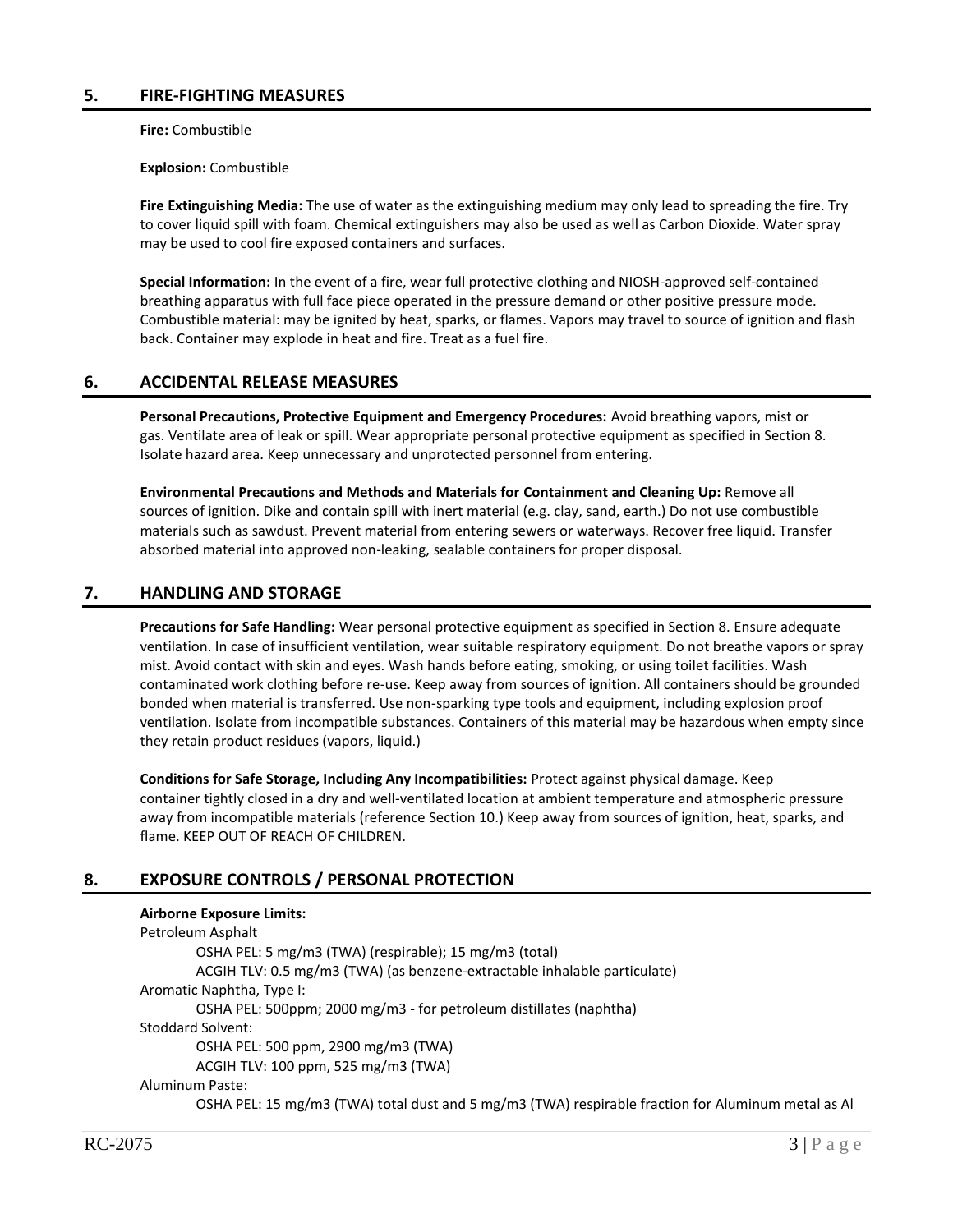## 5. FIRE-FIGHTING MEASURES

**Fire:** Combustible

**Explosion:** Combustible

**Fire Extinguishing Media:** The use of water as the extinguishing medium may only lead to spreading the fire. Try to cover liquid spill with foam. Chemical extinguishers may also be used as well as Carbon Dioxide. Water spray may be used to cool fire exposed containers and surfaces.

**Special Information:** In the event of a fire, wear full protective clothing and NIOSH-approved self-contained breathing apparatus with full face piece operated in the pressure demand or other positive pressure mode. Combustible material: may be ignited by heat, sparks, or flames. Vapors may travel to source of ignition and flash back. Container may explode in heat and fire. Treat as a fuel fire.

## 6. ACCIDENTAL RELEASE MEASURES

**Personal Precautions, Protective Equipment and Emergency Procedures:** Avoid breathing vapors, mist or gas. Ventilate area of leak or spill. Wear appropriate personal protective equipment as specified in Section 8. Isolate hazard area. Keep unnecessary and unprotected personnel from entering.

**Environmental Precautions and Methods and Materials for Containment and Cleaning Up:** Remove all sources of ignition. Dike and contain spill with inert material (e.g. clay, sand, earth.) Do not use combustible materials such as sawdust. Prevent material from entering sewers or waterways. Recover free liquid. Transfer absorbed material into approved non-leaking, sealable containers for proper disposal.

## 7. HANDLING AND STORAGE

**Precautions for Safe Handling:** Wear personal protective equipment as specified in Section 8. Ensure adequate ventilation. In case of insufficient ventilation, wear suitable respiratory equipment. Do not breathe vapors or spray mist. Avoid contact with skin and eyes. Wash hands before eating, smoking, or using toilet facilities. Wash contaminated work clothing before re-use. Keep away from sources of ignition. All containers should be grounded bonded when material is transferred. Use non-sparking type tools and equipment, including explosion proof ventilation. Isolate from incompatible substances. Containers of this material may be hazardous when empty since they retain product residues (vapors, liquid.)

**Conditions for Safe Storage, Including Any Incompatibilities:** Protect against physical damage. Keep container tightly closed in a dry and well-ventilated location at ambient temperature and atmospheric pressure away from incompatible materials (reference Section 10.) Keep away from sources of ignition, heat, sparks, and flame. KEEP OUT OF REACH OF CHILDREN.

## 8. EXPOSURE CONTROLS / PERSONAL PROTECTION

**Airborne Exposure Limits:**

Petroleum Asphalt
- OSHA PEL: 5 mg/m3 (TWA) (respirable); 15 mg/m3 (total)
- ACGIH TLV: 0.5 mg/m3 (TWA) (as benzene-extractable inhalable particulate)

Aromatic Naphtha, Type I:
- OSHA PEL: 500ppm; 2000 mg/m3 - for petroleum distillates (naphtha)

Stoddard Solvent:
- OSHA PEL: 500 ppm, 2900 mg/m3 (TWA)
- ACGIH TLV: 100 ppm, 525 mg/m3 (TWA)

Aluminum Paste:
- OSHA PEL: 15 mg/m3 (TWA) total dust and 5 mg/m3 (TWA) respirable fraction for Aluminum metal as Al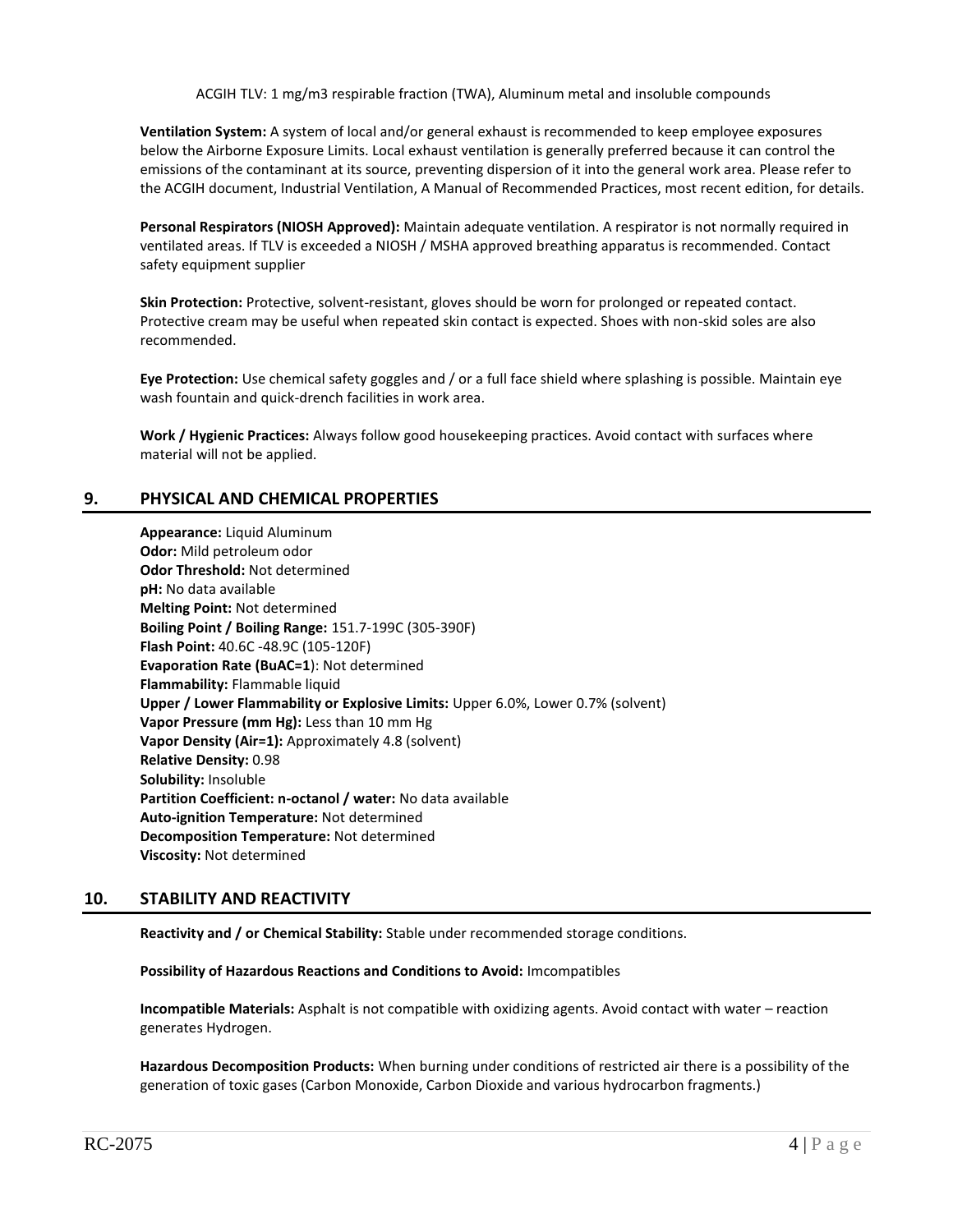ACGIH TLV: 1 mg/m3 respirable fraction (TWA), Aluminum metal and insoluble compounds

**Ventilation System:** A system of local and/or general exhaust is recommended to keep employee exposures below the Airborne Exposure Limits. Local exhaust ventilation is generally preferred because it can control the emissions of the contaminant at its source, preventing dispersion of it into the general work area. Please refer to the ACGIH document, Industrial Ventilation, A Manual of Recommended Practices, most recent edition, for details.

**Personal Respirators (NIOSH Approved):** Maintain adequate ventilation. A respirator is not normally required in ventilated areas. If TLV is exceeded a NIOSH / MSHA approved breathing apparatus is recommended. Contact safety equipment supplier

**Skin Protection:** Protective, solvent-resistant, gloves should be worn for prolonged or repeated contact. Protective cream may be useful when repeated skin contact is expected. Shoes with non-skid soles are also recommended.

**Eye Protection:** Use chemical safety goggles and / or a full face shield where splashing is possible. Maintain eye wash fountain and quick-drench facilities in work area.

**Work / Hygienic Practices:** Always follow good housekeeping practices. Avoid contact with surfaces where material will not be applied.

## 9. PHYSICAL AND CHEMICAL PROPERTIES

**Appearance:** Liquid Aluminum
**Odor:** Mild petroleum odor
**Odor Threshold:** Not determined
**pH:** No data available
**Melting Point:** Not determined
**Boiling Point / Boiling Range:** 151.7-199C (305-390F)
**Flash Point:** 40.6C -48.9C (105-120F)
**Evaporation Rate (BuAC=1**): Not determined
**Flammability:** Flammable liquid
**Upper / Lower Flammability or Explosive Limits:** Upper 6.0%, Lower 0.7% (solvent)
**Vapor Pressure (mm Hg):** Less than 10 mm Hg
**Vapor Density (Air=1):** Approximately 4.8 (solvent)
**Relative Density:** 0.98
**Solubility:** Insoluble
**Partition Coefficient: n-octanol / water:** No data available
**Auto-ignition Temperature:** Not determined
**Decomposition Temperature:** Not determined
**Viscosity:** Not determined

## 10. STABILITY AND REACTIVITY

**Reactivity and / or Chemical Stability:** Stable under recommended storage conditions.

**Possibility of Hazardous Reactions and Conditions to Avoid:** Imcompatibles

**Incompatible Materials:** Asphalt is not compatible with oxidizing agents. Avoid contact with water – reaction generates Hydrogen.

**Hazardous Decomposition Products:** When burning under conditions of restricted air there is a possibility of the generation of toxic gases (Carbon Monoxide, Carbon Dioxide and various hydrocarbon fragments.)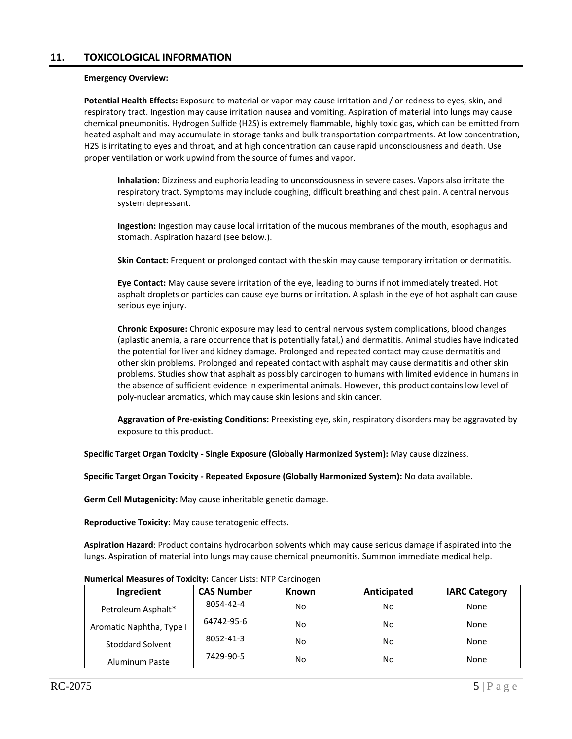## 11. TOXICOLOGICAL INFORMATION

**Emergency Overview:**

**Potential Health Effects:** Exposure to material or vapor may cause irritation and / or redness to eyes, skin, and respiratory tract. Ingestion may cause irritation nausea and vomiting. Aspiration of material into lungs may cause chemical pneumonitis. Hydrogen Sulfide (H2S) is extremely flammable, highly toxic gas, which can be emitted from heated asphalt and may accumulate in storage tanks and bulk transportation compartments. At low concentration, H2S is irritating to eyes and throat, and at high concentration can cause rapid unconsciousness and death. Use proper ventilation or work upwind from the source of fumes and vapor.

**Inhalation:** Dizziness and euphoria leading to unconsciousness in severe cases. Vapors also irritate the respiratory tract. Symptoms may include coughing, difficult breathing and chest pain. A central nervous system depressant.

**Ingestion:** Ingestion may cause local irritation of the mucous membranes of the mouth, esophagus and stomach. Aspiration hazard (see below.).

**Skin Contact:** Frequent or prolonged contact with the skin may cause temporary irritation or dermatitis.

**Eye Contact:** May cause severe irritation of the eye, leading to burns if not immediately treated. Hot asphalt droplets or particles can cause eye burns or irritation. A splash in the eye of hot asphalt can cause serious eye injury.

**Chronic Exposure:** Chronic exposure may lead to central nervous system complications, blood changes (aplastic anemia, a rare occurrence that is potentially fatal,) and dermatitis. Animal studies have indicated the potential for liver and kidney damage. Prolonged and repeated contact may cause dermatitis and other skin problems. Prolonged and repeated contact with asphalt may cause dermatitis and other skin problems. Studies show that asphalt as possibly carcinogen to humans with limited evidence in humans in the absence of sufficient evidence in experimental animals. However, this product contains low level of poly-nuclear aromatics, which may cause skin lesions and skin cancer.

**Aggravation of Pre-existing Conditions:** Preexisting eye, skin, respiratory disorders may be aggravated by exposure to this product.

**Specific Target Organ Toxicity - Single Exposure (Globally Harmonized System):** May cause dizziness.

**Specific Target Organ Toxicity - Repeated Exposure (Globally Harmonized System):** No data available.

**Germ Cell Mutagenicity:** May cause inheritable genetic damage.

**Reproductive Toxicity**: May cause teratogenic effects.

**Aspiration Hazard**: Product contains hydrocarbon solvents which may cause serious damage if aspirated into the lungs. Aspiration of material into lungs may cause chemical pneumonitis. Summon immediate medical help.

**Numerical Measures of Toxicity:** Cancer Lists: NTP Carcinogen

| Ingredient | CAS Number | Known | Anticipated | IARC Category |
|---|---|---|---|---|
| Petroleum Asphalt* | 8054-42-4 | No | No | None |
| Aromatic Naphtha, Type I | 64742-95-6 | No | No | None |
| Stoddard Solvent | 8052-41-3 | No | No | None |
| Aluminum Paste | 7429-90-5 | No | No | None |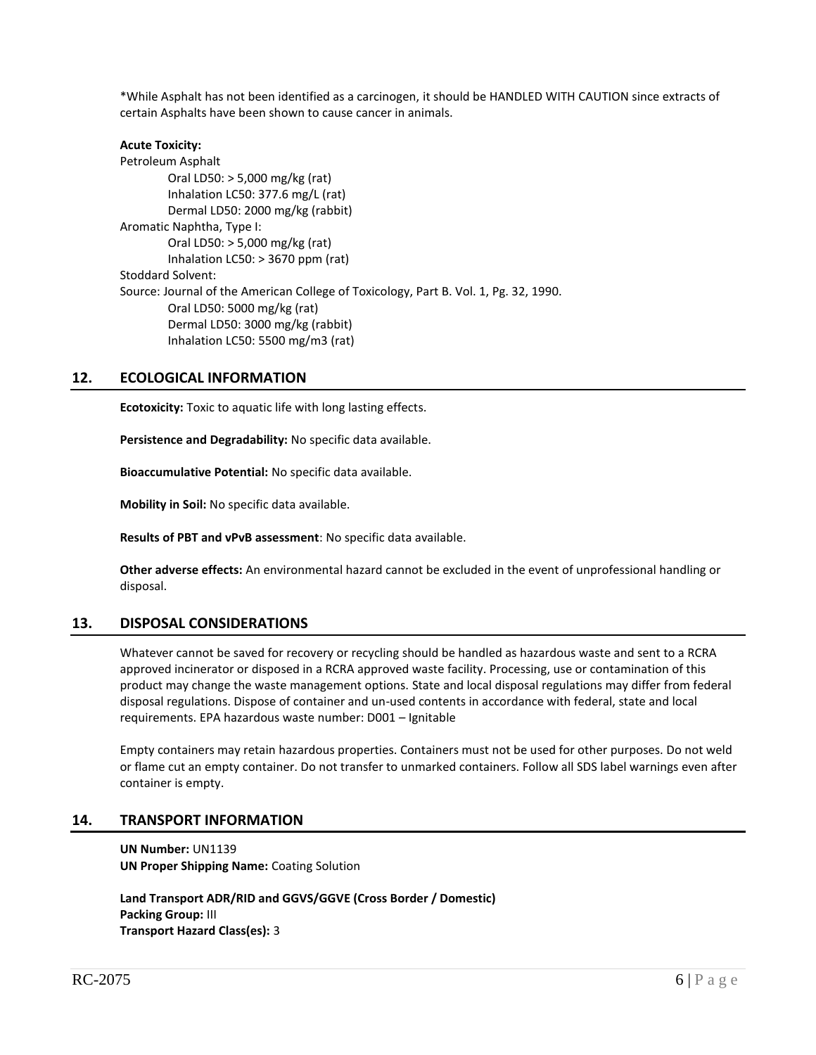*While Asphalt has not been identified as a carcinogen, it should be HANDLED WITH CAUTION since extracts of certain Asphalts have been shown to cause cancer in animals.

**Acute Toxicity:**

Petroleum Asphalt
- Oral LD50: > 5,000 mg/kg (rat)
- Inhalation LC50: 377.6 mg/L (rat)
- Dermal LD50: 2000 mg/kg (rabbit)

Aromatic Naphtha, Type I:
- Oral LD50: > 5,000 mg/kg (rat)
- Inhalation LC50: > 3670 ppm (rat)

Stoddard Solvent:
Source: Journal of the American College of Toxicology, Part B. Vol. 1, Pg. 32, 1990.
- Oral LD50: 5000 mg/kg (rat)
- Dermal LD50: 3000 mg/kg (rabbit)
- Inhalation LC50: 5500 mg/m3 (rat)

## 12. ECOLOGICAL INFORMATION

**Ecotoxicity:** Toxic to aquatic life with long lasting effects.

**Persistence and Degradability:** No specific data available.

**Bioaccumulative Potential:** No specific data available.

**Mobility in Soil:** No specific data available.

**Results of PBT and vPvB assessment**: No specific data available.

**Other adverse effects:** An environmental hazard cannot be excluded in the event of unprofessional handling or disposal.

## 13. DISPOSAL CONSIDERATIONS

Whatever cannot be saved for recovery or recycling should be handled as hazardous waste and sent to a RCRA approved incinerator or disposed in a RCRA approved waste facility. Processing, use or contamination of this product may change the waste management options. State and local disposal regulations may differ from federal disposal regulations. Dispose of container and un-used contents in accordance with federal, state and local requirements. EPA hazardous waste number: D001 – Ignitable

Empty containers may retain hazardous properties. Containers must not be used for other purposes. Do not weld or flame cut an empty container. Do not transfer to unmarked containers. Follow all SDS label warnings even after container is empty.

## 14. TRANSPORT INFORMATION

**UN Number:** UN1139
**UN Proper Shipping Name:** Coating Solution

**Land Transport ADR/RID and GGVS/GGVE (Cross Border / Domestic)**
**Packing Group:** III
**Transport Hazard Class(es):** 3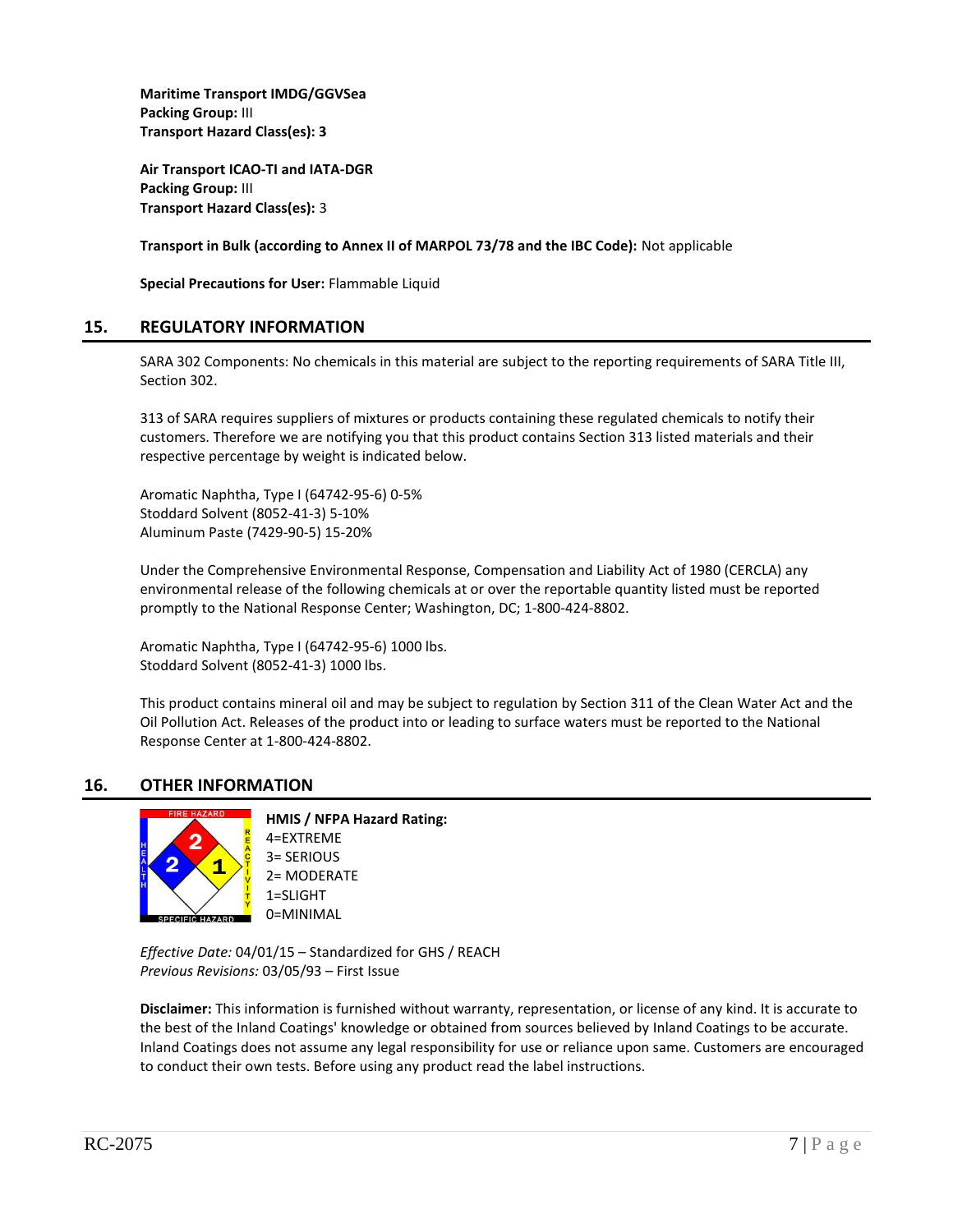**Maritime Transport IMDG/GGVSea**
**Packing Group:** III
**Transport Hazard Class(es): 3**

**Air Transport ICAO-TI and IATA-DGR**
**Packing Group:** III
**Transport Hazard Class(es):** 3

**Transport in Bulk (according to Annex II of MARPOL 73/78 and the IBC Code):** Not applicable

**Special Precautions for User:** Flammable Liquid

## 15. REGULATORY INFORMATION

SARA 302 Components: No chemicals in this material are subject to the reporting requirements of SARA Title III, Section 302.

313 of SARA requires suppliers of mixtures or products containing these regulated chemicals to notify their customers. Therefore we are notifying you that this product contains Section 313 listed materials and their respective percentage by weight is indicated below.

Aromatic Naphtha, Type I (64742-95-6) 0-5%
Stoddard Solvent (8052-41-3) 5-10%
Aluminum Paste (7429-90-5) 15-20%

Under the Comprehensive Environmental Response, Compensation and Liability Act of 1980 (CERCLA) any environmental release of the following chemicals at or over the reportable quantity listed must be reported promptly to the National Response Center; Washington, DC; 1-800-424-8802.

Aromatic Naphtha, Type I (64742-95-6) 1000 lbs.
Stoddard Solvent (8052-41-3) 1000 lbs.

This product contains mineral oil and may be subject to regulation by Section 311 of the Clean Water Act and the Oil Pollution Act. Releases of the product into or leading to surface waters must be reported to the National Response Center at 1-800-424-8802.

## 16. OTHER INFORMATION

FIRE HAZARD: 2
HEALTH: 2
REACTIVITY: 1
SPECIFIC HAZARD

**HMIS / NFPA Hazard Rating:**
4=EXTREME
3= SERIOUS
2= MODERATE
1=SLIGHT
0=MINIMAL

*Effective Date:* 04/01/15 – Standardized for GHS / REACH
*Previous Revisions:* 03/05/93 – First Issue

**Disclaimer:** This information is furnished without warranty, representation, or license of any kind. It is accurate to the best of the Inland Coatings' knowledge or obtained from sources believed by Inland Coatings to be accurate. Inland Coatings does not assume any legal responsibility for use or reliance upon same. Customers are encouraged to conduct their own tests. Before using any product read the label instructions.